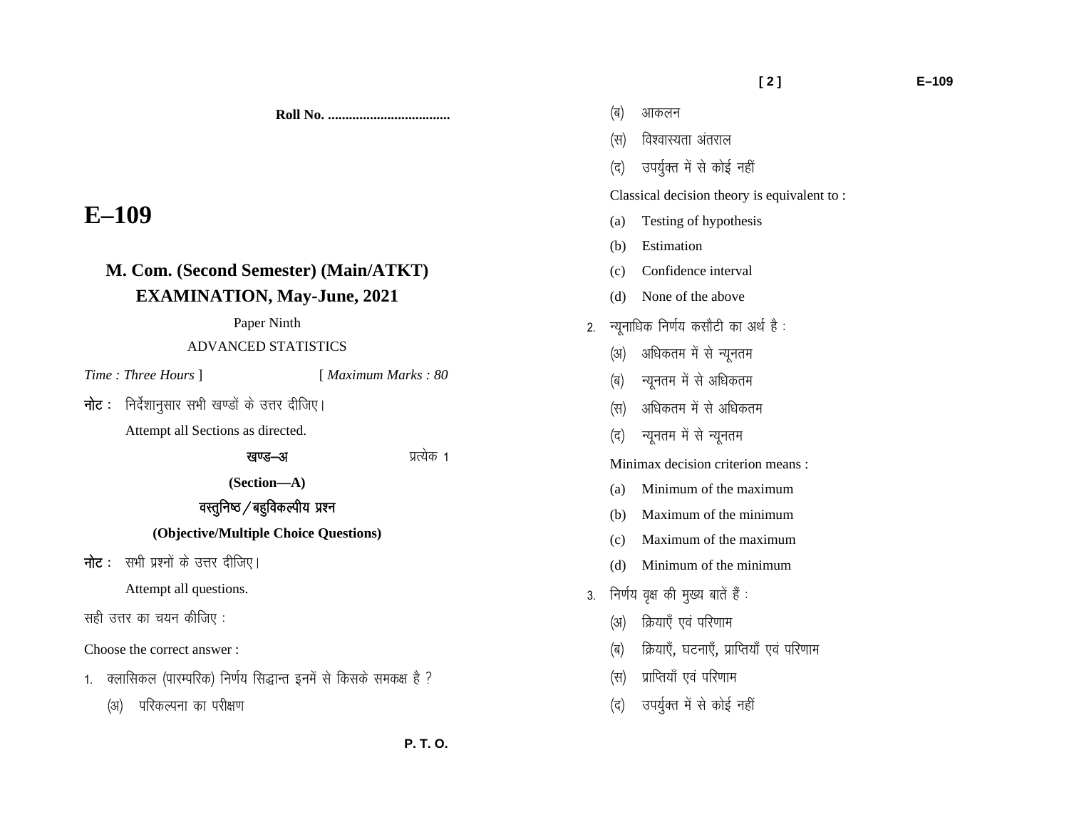**Roll No. ..................................**

# E–109

## M. Com. (Second Semester) (Main/ATKT) EXAMINATION, May-June, 2021

Paper Ninth

ADVANCED STATISTICS

*Time : Three Hours* ] [ *Maximum Marks : 80*

**नोट :** निर्देशानुसार सभी खण्डों के उत्तर दीजिए।

Attempt all Sections as directed.

**खण्ड—अ** प्रत्येक 1

**(Section—A)**

**वस्तुनिष्ठ / बहुविकल्पीय प्रश्न**

**(Objective/Multiple Choice Questions)**

**नोट :** सभी प्रश्नों के उत्तर दीजिए।

Attempt all questions.

सही उत्तर का चयन कीजिए :

Choose the correct answer :

1. क्लासिकल (पारम्परिक) निर्णय सिद्धान्त इनमें से किसके समकक्ष है ?
   - (अ) परिकल्पना का परीक्षण
   - (ब) आकलन
   - (स) विश्वास्यता अंतराल
   - (द) उपर्युक्त में से कोई नहीं

   Classical decision theory is equivalent to :
   - (a) Testing of hypothesis
   - (b) Estimation
   - (c) Confidence interval
   - (d) None of the above

2. न्यूनाधिक निर्णय कसौटी का अर्थ है :
   - (अ) अधिकतम में से न्यूनतम
   - (ब) न्यूनतम में से अधिकतम
   - (स) अधिकतम में से अधिकतम
   - (द) न्यूनतम में से न्यूनतम

   Minimax decision criterion means :
   - (a) Minimum of the maximum
   - (b) Maximum of the minimum
   - (c) Maximum of the maximum
   - (d) Minimum of the minimum

3. निर्णय वृक्ष की मुख्य बातें हैं :
   - (अ) क्रियाएँ एवं परिणाम
   - (ब) क्रियाएँ, घटनाएँ, प्राप्तियाँ एवं परिणाम
   - (स) प्राप्तियाँ एवं परिणाम
   - (द) उपर्युक्त में से कोई नहीं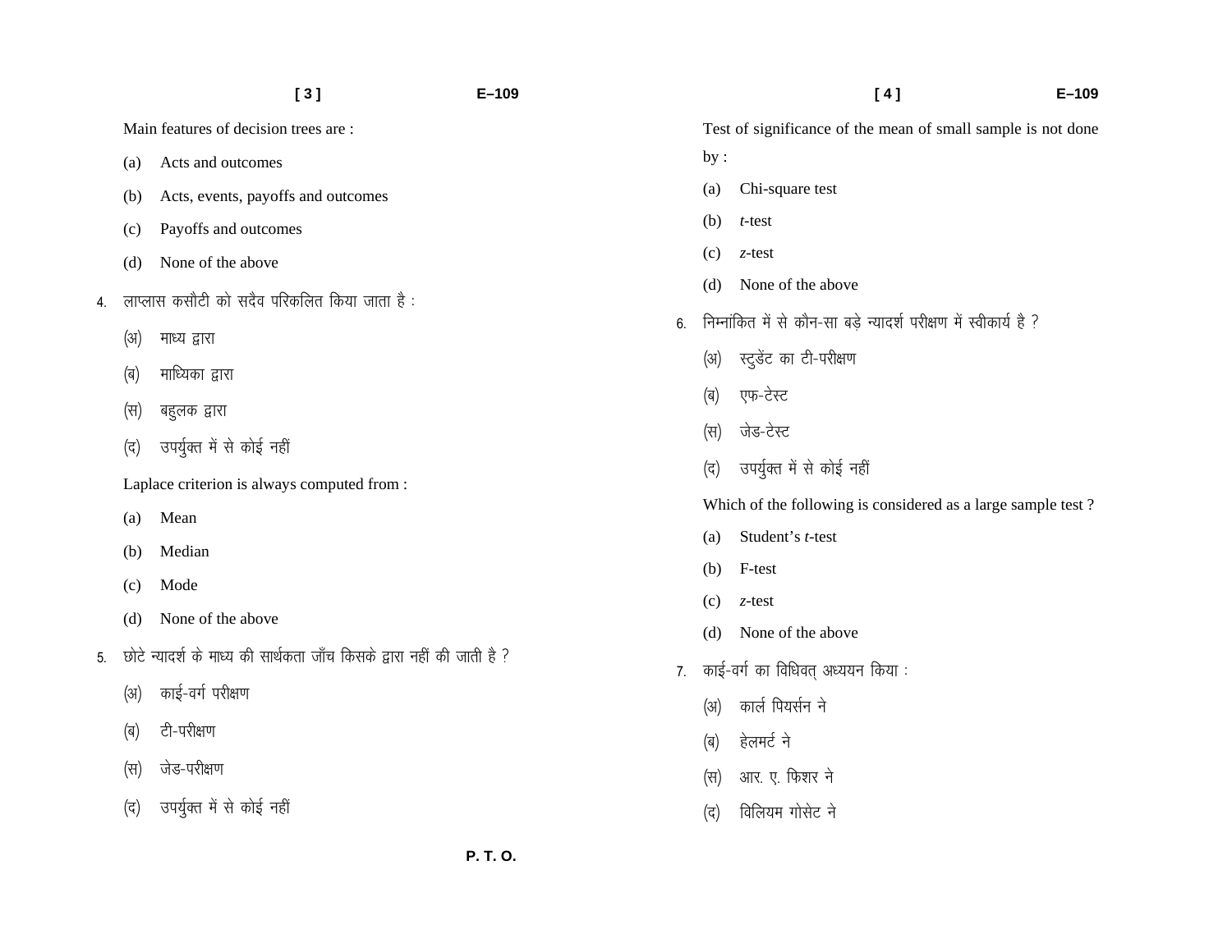Main features of decision trees are :

(a) Acts and outcomes

(b) Acts, events, payoffs and outcomes

(c) Payoffs and outcomes

(d) None of the above

4. लाप्लास कसौटी को सदैव परिकलित किया जाता है :

(अ) माध्य द्वारा

(ब) माध्यिका द्वारा

(स) बहुलक द्वारा

(द) उपर्युक्त में से कोई नहीं

Laplace criterion is always computed from :

(a) Mean

(b) Median

(c) Mode

(d) None of the above

5. छोटे न्यादर्श के माध्य की सार्थकता जाँच किसके द्वारा नहीं की जाती है ?

(अ) काई-वर्ग परीक्षण

(ब) टी-परीक्षण

(स) जेड-परीक्षण

(द) उपर्युक्त में से कोई नहीं

Test of significance of the mean of small sample is not done by :

(a) Chi-square test

(b) *t*-test

(c) *z*-test

(d) None of the above

6. निम्नांकित में से कौन-सा बड़े न्यादर्श परीक्षण में स्वीकार्य है ?

(अ) स्टुडेंट का टी-परीक्षण

(ब) एफ-टेस्ट

(स) जेड-टेस्ट

(द) उपर्युक्त में से कोई नहीं

Which of the following is considered as a large sample test ?

(a) Student's *t*-test

(b) F-test

(c) *z*-test

(d) None of the above

7. काई-वर्ग का विधिवत् अध्ययन किया :

(अ) कार्ल पियर्सन ने

(ब) हेलमर्ट ने

(स) आर. ए. फिशर ने

(द) विलियम गोसेट ने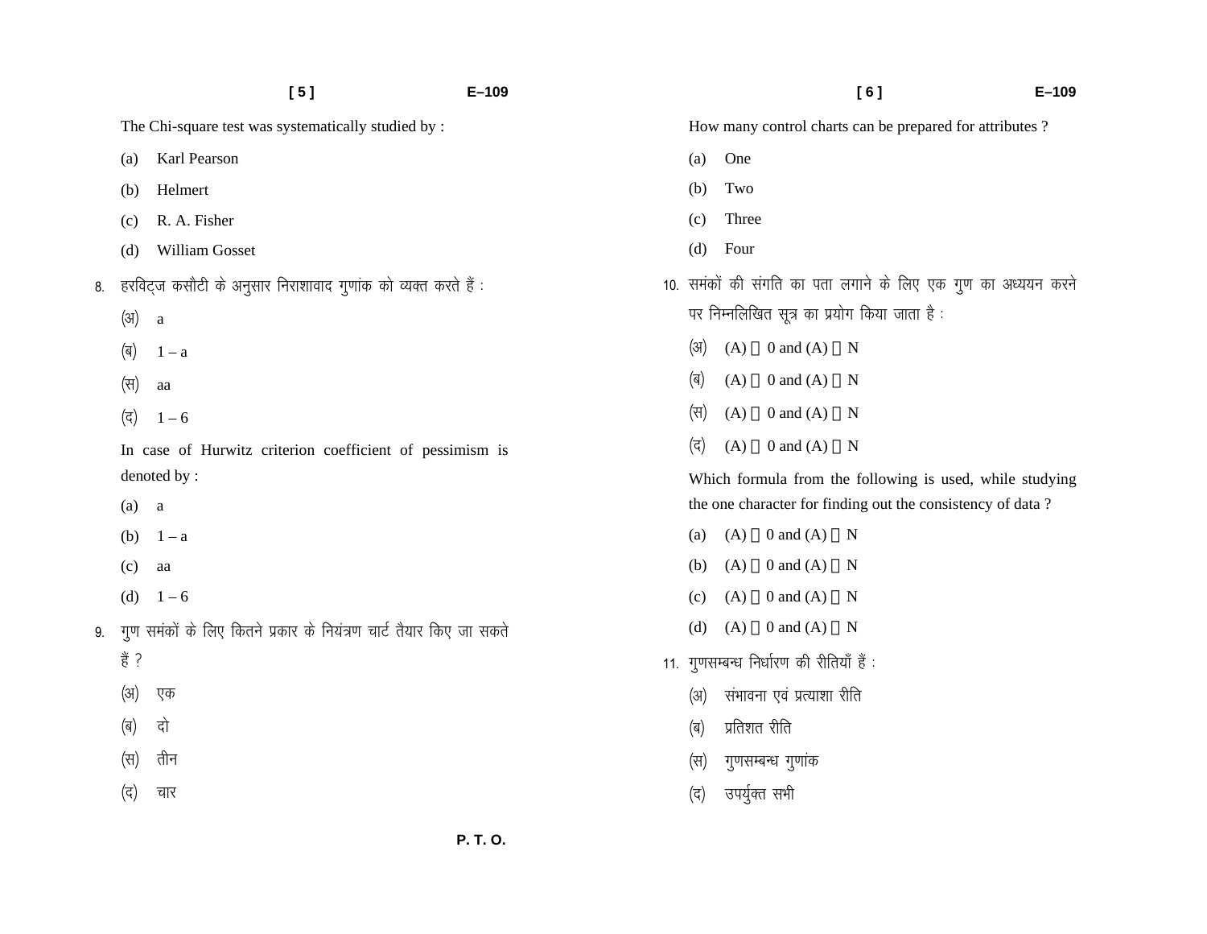The Chi-square test was systematically studied by :

(a) Karl Pearson

(b) Helmert

(c) R. A. Fisher

(d) William Gosset

8. हरविट्ज कसौटी के अनुसार निराशावाद गुणांक को व्यक्त करते हैं :

(अ) a

(ब) 1 – a

(स) aa

(द) 1 – 6

In case of Hurwitz criterion coefficient of pessimism is denoted by :

(a) a

(b) 1 – a

(c) aa

(d) 1 – 6

9. गुण समंकों के लिए कितने प्रकार के नियंत्रण चार्ट तैयार किए जा सकते हैं ?

(अ) एक

(ब) दो

(स) तीन

(द) चार

How many control charts can be prepared for attributes ?

(a) One

(b) Two

(c) Three

(d) Four

10. समंकों की संगति का पता लगाने के लिए एक गुण का अध्ययन करने पर निम्नलिखित सूत्र का प्रयोग किया जाता है :

(अ) (A) □ 0 and (A) □ N

(ब) (A) □ 0 and (A) □ N

(स) (A) □ 0 and (A) □ N

(द) (A) □ 0 and (A) □ N

Which formula from the following is used, while studying the one character for finding out the consistency of data ?

(a) (A) □ 0 and (A) □ N

(b) (A) □ 0 and (A) □ N

(c) (A) □ 0 and (A) □ N

(d) (A) □ 0 and (A) □ N

11. गुणसम्बन्ध निर्धारण की रीतियाँ हैं :

(अ) संभावना एवं प्रत्याशा रीति

(ब) प्रतिशत रीति

(स) गुणसम्बन्ध गुणांक

(द) उपर्युक्त सभी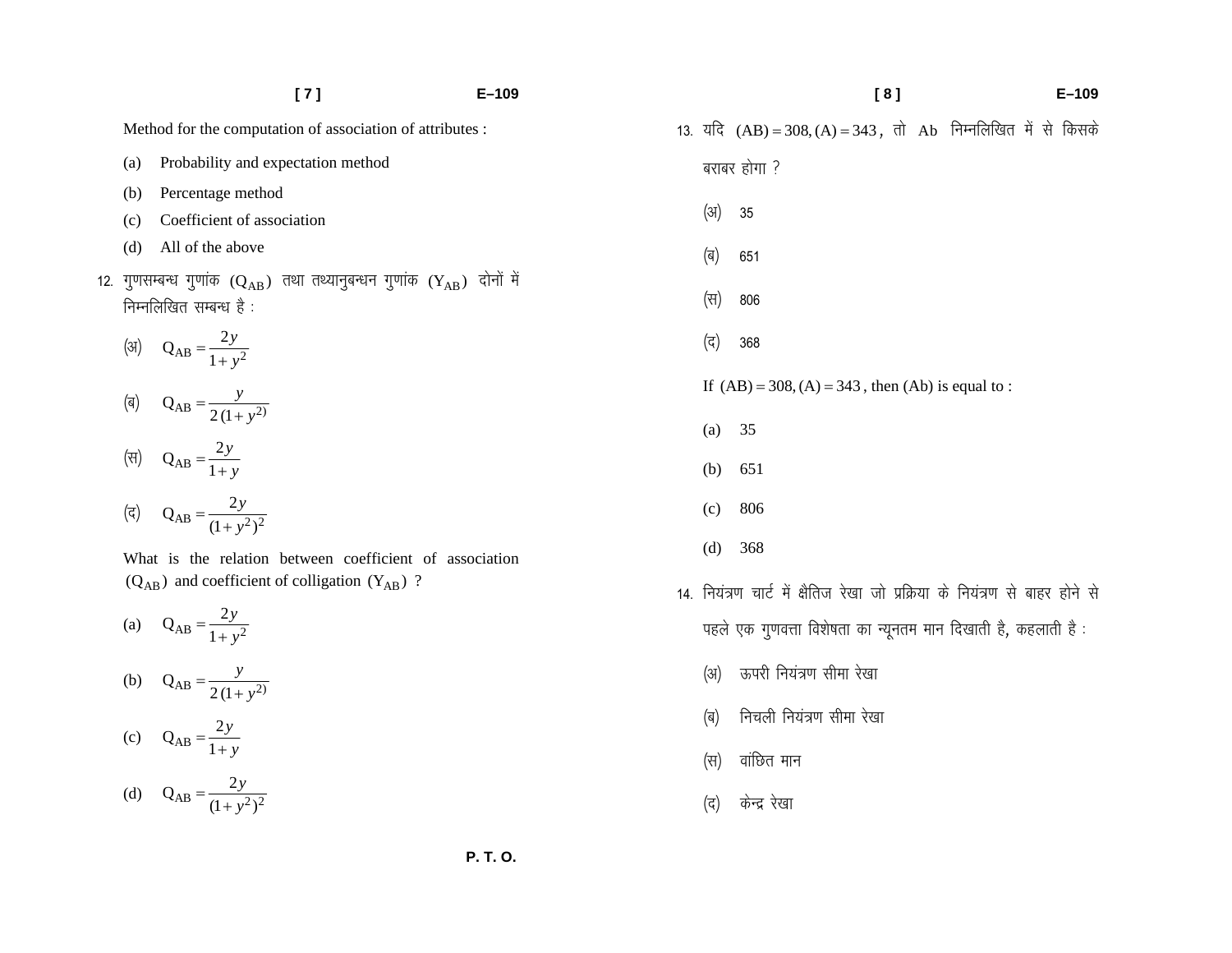Method for the computation of association of attributes :

(a) Probability and expectation method

(b) Percentage method

(c) Coefficient of association

(d) All of the above

12. गुणसम्बन्ध गुणांक $(Q_{AB})$ तथा तथ्यानुबन्धन गुणांक $(Y_{AB})$ दोनों में निम्नलिखित सम्बन्ध है :

(अ) $Q_{AB} = \frac{2y}{1+y^2}$

(ब) $Q_{AB} = \frac{y}{2(1+y^2)}$

(स) $Q_{AB} = \frac{2y}{1+y}$

(द) $Q_{AB} = \frac{2y}{(1+y^2)^2}$

What is the relation between coefficient of association $(Q_{AB})$ and coefficient of colligation $(Y_{AB})$ ?

(a) $Q_{AB} = \frac{2y}{1+y^2}$

(b) $Q_{AB} = \frac{y}{2(1+y^2)}$

(c) $Q_{AB} = \frac{2y}{1+y}$

(d) $Q_{AB} = \frac{2y}{(1+y^2)^2}$

13. यदि $(AB) = 308, (A) = 343$, तो Ab निम्नलिखित में से किसके बराबर होगा ?

(अ) 35

(ब) 651

(स) 806

(द) 368

If $(AB) = 308, (A) = 343$, then (Ab) is equal to :

(a) 35

(b) 651

(c) 806

(d) 368

14. नियंत्रण चार्ट में क्षैतिज रेखा जो प्रक्रिया के नियंत्रण से बाहर होने से पहले एक गुणवत्ता विशेषता का न्यूनतम मान दिखाती है, कहलाती है :

(अ) ऊपरी नियंत्रण सीमा रेखा

(ब) निचली नियंत्रण सीमा रेखा

(स) वांछित मान

(द) केन्द्र रेखा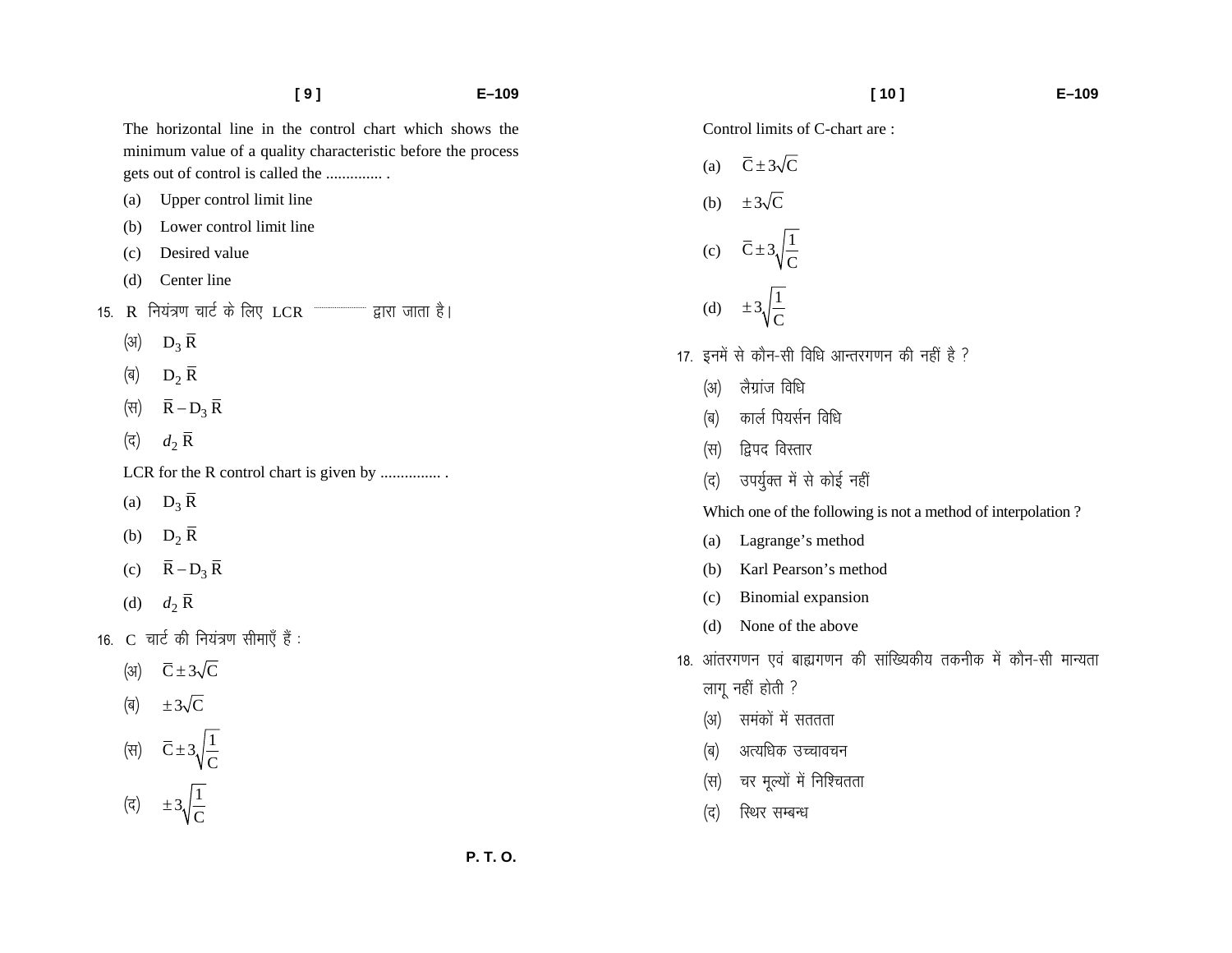The horizontal line in the control chart which shows the minimum value of a quality characteristic before the process gets out of control is called the .............. .

(a) Upper control limit line

(b) Lower control limit line

(c) Desired value

(d) Center line

15. R नियंत्रण चार्ट के लिए LCR .................. द्वारा जाता है।

(अ) $D_3 \bar{R}$

(ब) $D_2 \bar{R}$

(स) $\bar{R} - D_3 \bar{R}$

(द) $d_2 \bar{R}$

LCR for the R control chart is given by ............... .

(a) $D_3 \bar{R}$

(b) $D_2 \bar{R}$

(c) $\bar{R} - D_3 \bar{R}$

(d) $d_2 \bar{R}$

16. C चार्ट की नियंत्रण सीमाएँ हैं :

(अ) $\bar{C} \pm 3\sqrt{C}$

(ब) $\pm 3\sqrt{C}$

(स) $\bar{C} \pm 3\sqrt{\frac{1}{C}}$

(द) $\pm 3\sqrt{\frac{1}{C}}$

Control limits of C-chart are :

(a) $\bar{C} \pm 3\sqrt{C}$

(b) $\pm 3\sqrt{C}$

(c) $\bar{C} \pm 3\sqrt{\frac{1}{C}}$

(d) $\pm 3\sqrt{\frac{1}{C}}$

17. इनमें से कौन-सी विधि आन्तरगणन की नहीं है ?

(अ) लैग्रांज विधि

(ब) कार्ल पियर्सन विधि

(स) द्विपद विस्तार

(द) उपर्युक्त में से कोई नहीं

Which one of the following is not a method of interpolation ?

(a) Lagrange's method

(b) Karl Pearson's method

(c) Binomial expansion

(d) None of the above

18. आंतरगणन एवं बाह्यगणन की सांख्यिकीय तकनीक में कौन-सी मान्यता लागू नहीं होती ?

(अ) समंकों में सततता

(ब) अत्यधिक उच्चावचन

(स) चर मूल्यों में निश्चितता

(द) स्थिर सम्बन्ध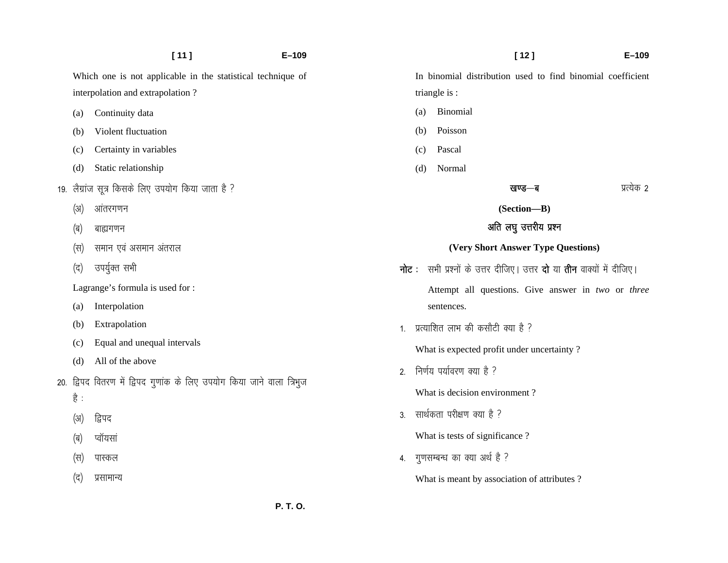Which one is not applicable in the statistical technique of interpolation and extrapolation ?

(a) Continuity data

(b) Violent fluctuation

(c) Certainty in variables

(d) Static relationship

19. लैग्रांज सूत्र किसके लिए उपयोग किया जाता है ?

(अ) आंतरगणन

(ब) बाह्यगणन

(स) समान एवं असमान अंतराल

(द) उपर्युक्त सभी

Lagrange's formula is used for :

(a) Interpolation

(b) Extrapolation

(c) Equal and unequal intervals

(d) All of the above

20. द्विपद वितरण में द्विपद गुणांक के लिए उपयोग किया जाने वाला त्रिभुज है :

(अ) द्विपद

(ब) प्वॉयसां

(स) पास्कल

(द) प्रसामान्य

In binomial distribution used to find binomial coefficient triangle is :

(a) Binomial

(b) Poisson

(c) Pascal

(d) Normal

## खण्ड—ब (Section—B)

प्रत्येक 2

### अति लघु उत्तरीय प्रश्न

### (Very Short Answer Type Questions)

**नोट :** सभी प्रश्नों के उत्तर दीजिए। उत्तर **दो** या **तीन** वाक्यों में दीजिए।

Attempt all questions. Give answer in *two* or *three* sentences.

1. प्रत्याशित लाभ की कसौटी क्या है ?

   What is expected profit under uncertainty ?

2. निर्णय पर्यावरण क्या है ?

   What is decision environment ?

3. सार्थकता परीक्षण क्या है ?

   What is tests of significance ?

4. गुणसम्बन्ध का क्या अर्थ है ?

   What is meant by association of attributes ?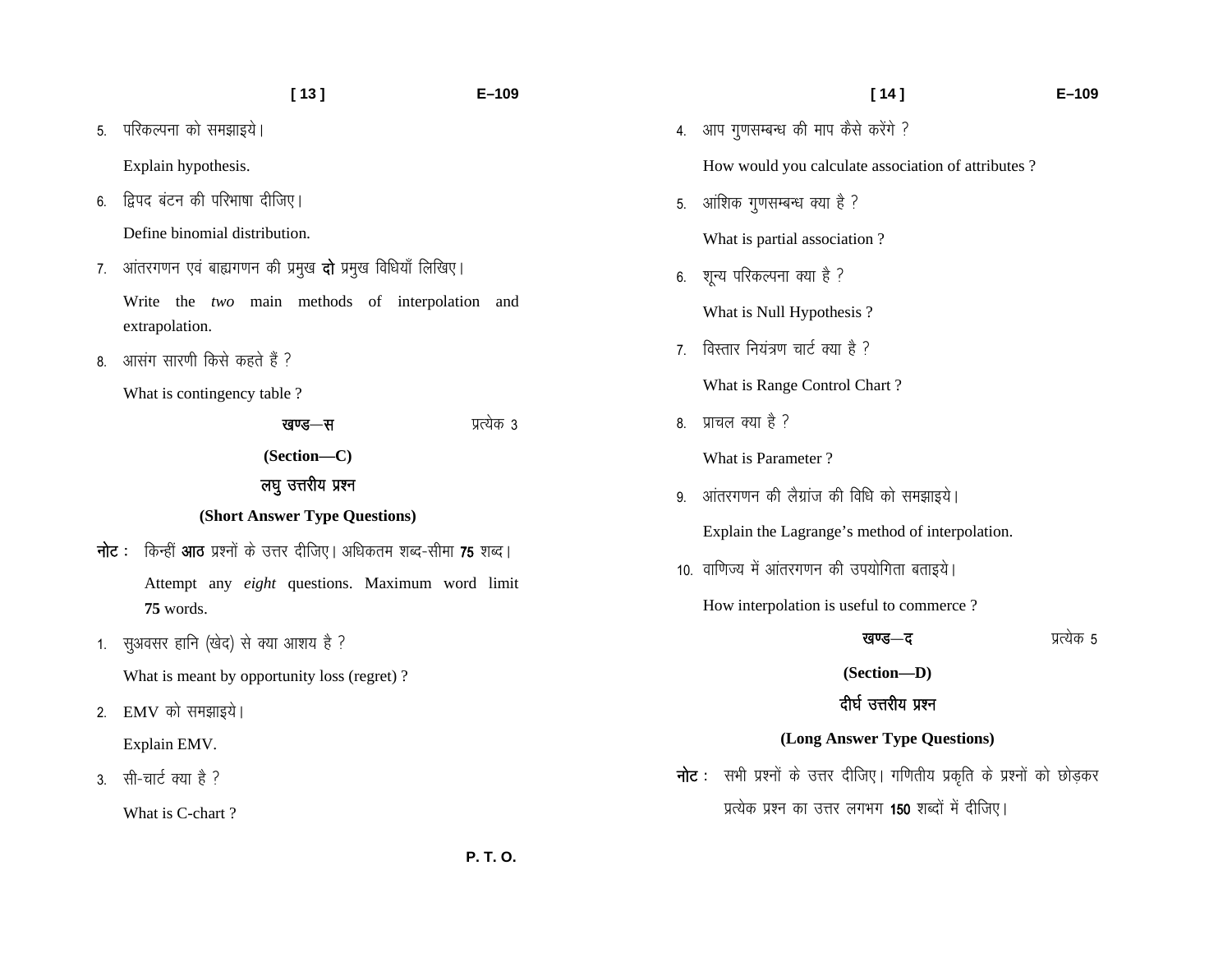5. परिकल्पना को समझाइये।

   Explain hypothesis.

6. द्विपद बंटन की परिभाषा दीजिए।

   Define binomial distribution.

7. आंतरगणन एवं बाह्यगणन की प्रमुख **दो** प्रमुख विधियाँ लिखिए।

   Write the *two* main methods of interpolation and extrapolation.

8. आसंग सारणी किसे कहते हैं ?

   What is contingency table ?

## खण्ड—स (Section—C)

प्रत्येक 3

### लघु उत्तरीय प्रश्न (Short Answer Type Questions)

**नोट :** किन्हीं **आठ** प्रश्नों के उत्तर दीजिए। अधिकतम शब्द-सीमा **75** शब्द।

Attempt any *eight* questions. Maximum word limit **75** words.

1. सुअवसर हानि (खेद) से क्या आशय है ?

   What is meant by opportunity loss (regret) ?

2. EMV को समझाइये।

   Explain EMV.

3. सी-चार्ट क्या है ?

   What is C-chart ?

4. आप गुणसम्बन्ध की माप कैसे करेंगे ?

   How would you calculate association of attributes ?

5. आंशिक गुणसम्बन्ध क्या है ?

   What is partial association ?

6. शून्य परिकल्पना क्या है ?

   What is Null Hypothesis ?

7. विस्तार नियंत्रण चार्ट क्या है ?

   What is Range Control Chart ?

8. प्राचल क्या है ?

   What is Parameter ?

9. आंतरगणन की लैग्रांज की विधि को समझाइये।

   Explain the Lagrange's method of interpolation.

10. वाणिज्य में आंतरगणन की उपयोगिता बताइये।

    How interpolation is useful to commerce ?

## खण्ड—द (Section—D)

प्रत्येक 5

### दीर्घ उत्तरीय प्रश्न (Long Answer Type Questions)

**नोट :** सभी प्रश्नों के उत्तर दीजिए। गणितीय प्रकृति के प्रश्नों को छोड़कर प्रत्येक प्रश्न का उत्तर लगभग **150** शब्दों में दीजिए।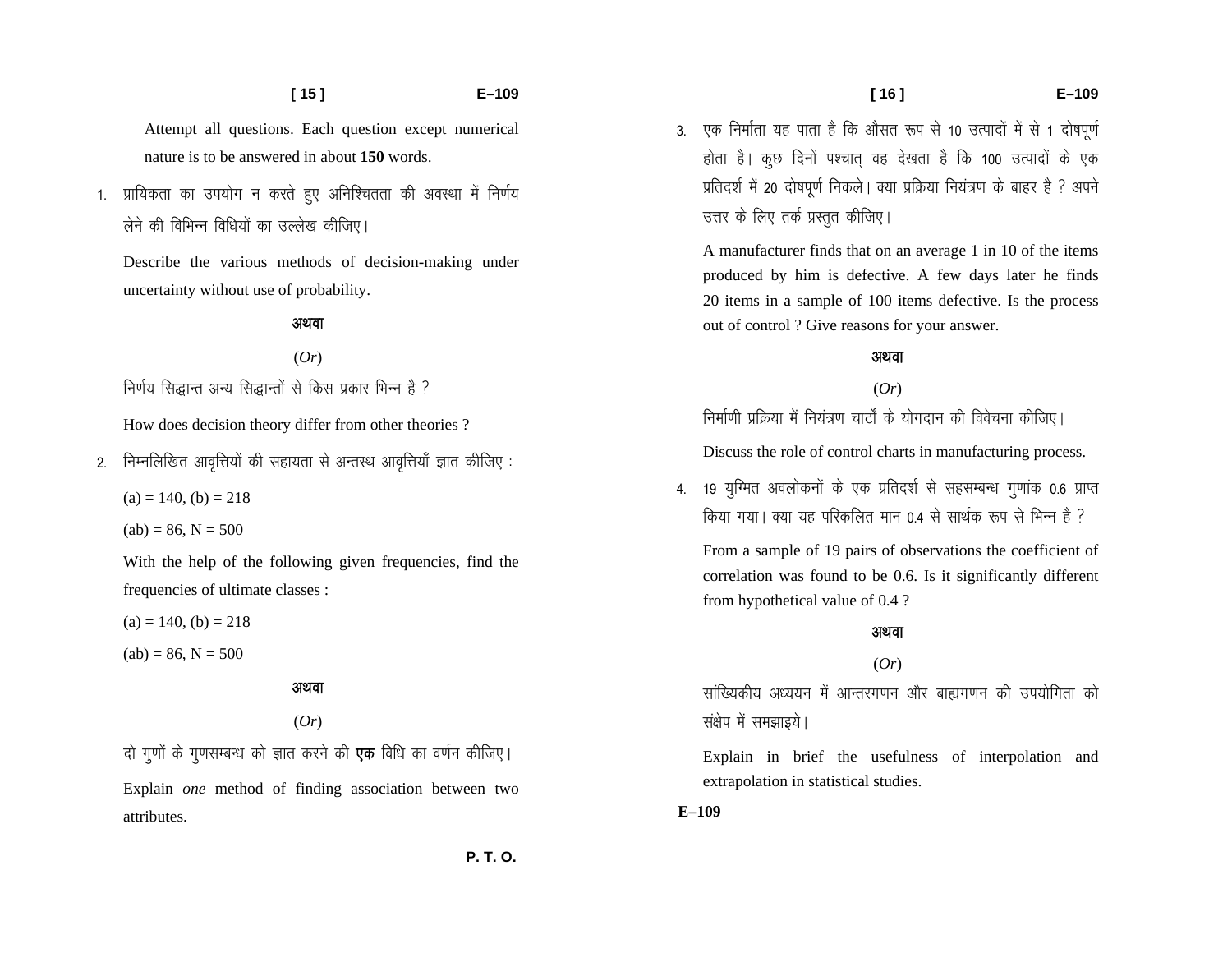Attempt all questions. Each question except numerical nature is to be answered in about **150** words.

1. प्रायिकता का उपयोग न करते हुए अनिश्चितता की अवस्था में निर्णय लेने की विभिन्न विधियों का उल्लेख कीजिए।

   Describe the various methods of decision-making under uncertainty without use of probability.

   अथवा

   (*Or*)

   निर्णय सिद्धान्त अन्य सिद्धान्तों से किस प्रकार भिन्न है ?

   How does decision theory differ from other theories ?

2. निम्नलिखित आवृत्तियों की सहायता से अन्तस्थ आवृत्तियाँ ज्ञात कीजिए :

   (a) = 140, (b) = 218

   (ab) = 86, N = 500

   With the help of the following given frequencies, find the frequencies of ultimate classes :

   (a) = 140, (b) = 218

   (ab) = 86, N = 500

   अथवा

   (*Or*)

   दो गुणों के गुणसम्बन्ध को ज्ञात करने की **एक** विधि का वर्णन कीजिए।

   Explain *one* method of finding association between two attributes.

3. एक निर्माता यह पाता है कि औसत रूप से 10 उत्पादों में से 1 दोषपूर्ण होता है। कुछ दिनों पश्चात् वह देखता है कि 100 उत्पादों के एक प्रतिदर्श में 20 दोषपूर्ण निकले। क्या प्रक्रिया नियंत्रण के बाहर है ? अपने उत्तर के लिए तर्क प्रस्तुत कीजिए।

   A manufacturer finds that on an average 1 in 10 of the items produced by him is defective. A few days later he finds 20 items in a sample of 100 items defective. Is the process out of control ? Give reasons for your answer.

   अथवा

   (*Or*)

   निर्माणी प्रक्रिया में नियंत्रण चार्टों के योगदान की विवेचना कीजिए।

   Discuss the role of control charts in manufacturing process.

4. 19 युग्मित अवलोकनों के एक प्रतिदर्श से सहसम्बन्ध गुणांक 0.6 प्राप्त किया गया। क्या यह परिकलित मान 0.4 से सार्थक रूप से भिन्न है ?

   From a sample of 19 pairs of observations the coefficient of correlation was found to be 0.6. Is it significantly different from hypothetical value of 0.4 ?

   अथवा

   (*Or*)

   सांख्यिकीय अध्ययन में आन्तरगणन और बाह्यगणन की उपयोगिता को संक्षेप में समझाइये।

   Explain in brief the usefulness of interpolation and extrapolation in statistical studies.